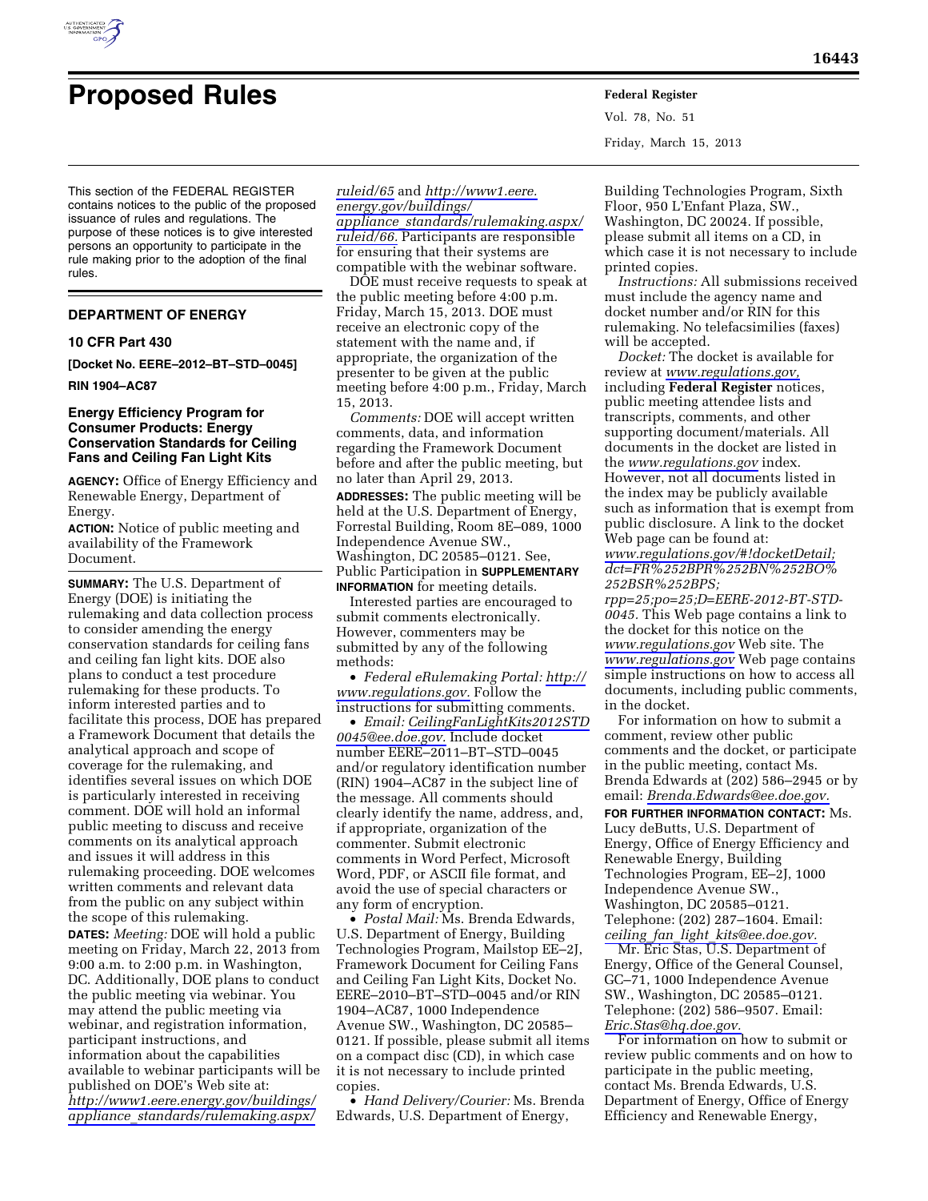# Proposed Rules

This section of the FEDERAL REGISTER contains notices to the public of the proposed issuance of rules and regulations. The purpose of these notices is to give interested persons an opportunity to participate in the rule making prior to the adoption of the final rules.

## DEPARTMENT OF ENERGY

### 10 CFR Part 430

**[Docket No. EERE–2012–BT–STD–0045]**

**RIN 1904–AC87**

### Energy Efficiency Program for Consumer Products: Energy Conservation Standards for Ceiling Fans and Ceiling Fan Light Kits

**AGENCY:** Office of Energy Efficiency and Renewable Energy, Department of Energy.

**ACTION:** Notice of public meeting and availability of the Framework Document.

**SUMMARY:** The U.S. Department of Energy (DOE) is initiating the rulemaking and data collection process to consider amending the energy conservation standards for ceiling fans and ceiling fan light kits. DOE also plans to conduct a test procedure rulemaking for these products. To inform interested parties and to facilitate this process, DOE has prepared a Framework Document that details the analytical approach and scope of coverage for the rulemaking, and identifies several issues on which DOE is particularly interested in receiving comment. DOE will hold an informal public meeting to discuss and receive comments on its analytical approach and issues it will address in this rulemaking proceeding. DOE welcomes written comments and relevant data from the public on any subject within the scope of this rulemaking.

**DATES:** *Meeting:* DOE will hold a public meeting on Friday, March 22, 2013 from 9:00 a.m. to 2:00 p.m. in Washington, DC. Additionally, DOE plans to conduct the public meeting via webinar. You may attend the public meeting via webinar, and registration information, participant instructions, and information about the capabilities available to webinar participants will be published on DOE's Web site at: *http://www1.eere.energy.gov/buildings/appliance_standards/rulemaking.aspx/ruleid/65* and *http://www1.eere.energy.gov/buildings/appliance_standards/rulemaking.aspx/ruleid/66.* Participants are responsible for ensuring that their systems are compatible with the webinar software.

DOE must receive requests to speak at the public meeting before 4:00 p.m. Friday, March 15, 2013. DOE must receive an electronic copy of the statement with the name and, if appropriate, the organization of the presenter to be given at the public meeting before 4:00 p.m., Friday, March 15, 2013.

*Comments:* DOE will accept written comments, data, and information regarding the Framework Document before and after the public meeting, but no later than April 29, 2013.

**ADDRESSES:** The public meeting will be held at the U.S. Department of Energy, Forrestal Building, Room 8E–089, 1000 Independence Avenue SW., Washington, DC 20585–0121. See, Public Participation in **SUPPLEMENTARY INFORMATION** for meeting details.

Interested parties are encouraged to submit comments electronically. However, commenters may be submitted by any of the following methods:

- *Federal eRulemaking Portal: http://www.regulations.gov.* Follow the instructions for submitting comments.
- *Email: CeilingFanLightKits2012STD0045@ee.doe.gov.* Include docket number EERE–2011–BT–STD–0045 and/or regulatory identification number (RIN) 1904–AC87 in the subject line of the message. All comments should clearly identify the name, address, and, if appropriate, organization of the commenter. Submit electronic comments in Word Perfect, Microsoft Word, PDF, or ASCII file format, and avoid the use of special characters or any form of encryption.
- *Postal Mail:* Ms. Brenda Edwards, U.S. Department of Energy, Building Technologies Program, Mailstop EE–2J, Framework Document for Ceiling Fans and Ceiling Fan Light Kits, Docket No. EERE–2010–BT–STD–0045 and/or RIN 1904–AC87, 1000 Independence Avenue SW., Washington, DC 20585–0121. If possible, please submit all items on a compact disc (CD), in which case it is not necessary to include printed copies.
- *Hand Delivery/Courier:* Ms. Brenda Edwards, U.S. Department of Energy, Building Technologies Program, Sixth Floor, 950 L'Enfant Plaza, SW., Washington, DC 20024. If possible, please submit all items on a CD, in which case it is not necessary to include printed copies.

*Instructions:* All submissions received must include the agency name and docket number and/or RIN for this rulemaking. No telefacsimilies (faxes) will be accepted.

*Docket:* The docket is available for review at *www.regulations.gov,* including **Federal Register** notices, public meeting attendee lists and transcripts, comments, and other supporting document/materials. All documents in the docket are listed in the *www.regulations.gov* index. However, not all documents listed in the index may be publicly available such as information that is exempt from public disclosure. A link to the docket Web page can be found at: *www.regulations.gov/#!docketDetail;dct=FR%252BPR%252BN%252BO%252BSR%252BPS;rpp=25;po=25;D=EERE-2012-BT-STD-0045.* This Web page contains a link to the docket for this notice on the *www.regulations.gov* Web site. The *www.regulations.gov* Web page contains simple instructions on how to access all documents, including public comments, in the docket.

For information on how to submit a comment, review other public comments and the docket, or participate in the public meeting, contact Ms. Brenda Edwards at (202) 586–2945 or by email: *Brenda.Edwards@ee.doe.gov.*

**FOR FURTHER INFORMATION CONTACT:** Ms. Lucy deButts, U.S. Department of Energy, Office of Energy Efficiency and Renewable Energy, Building Technologies Program, EE–2J, 1000 Independence Avenue SW., Washington, DC 20585–0121. Telephone: (202) 287–1604. Email: *ceiling_fan_light_kits@ee.doe.gov.*

Mr. Eric Stas, U.S. Department of Energy, Office of the General Counsel, GC–71, 1000 Independence Avenue SW., Washington, DC 20585–0121. Telephone: (202) 586–9507. Email: *Eric.Stas@hq.doe.gov.*

For information on how to submit or review public comments and on how to participate in the public meeting, contact Ms. Brenda Edwards, U.S. Department of Energy, Office of Energy Efficiency and Renewable Energy,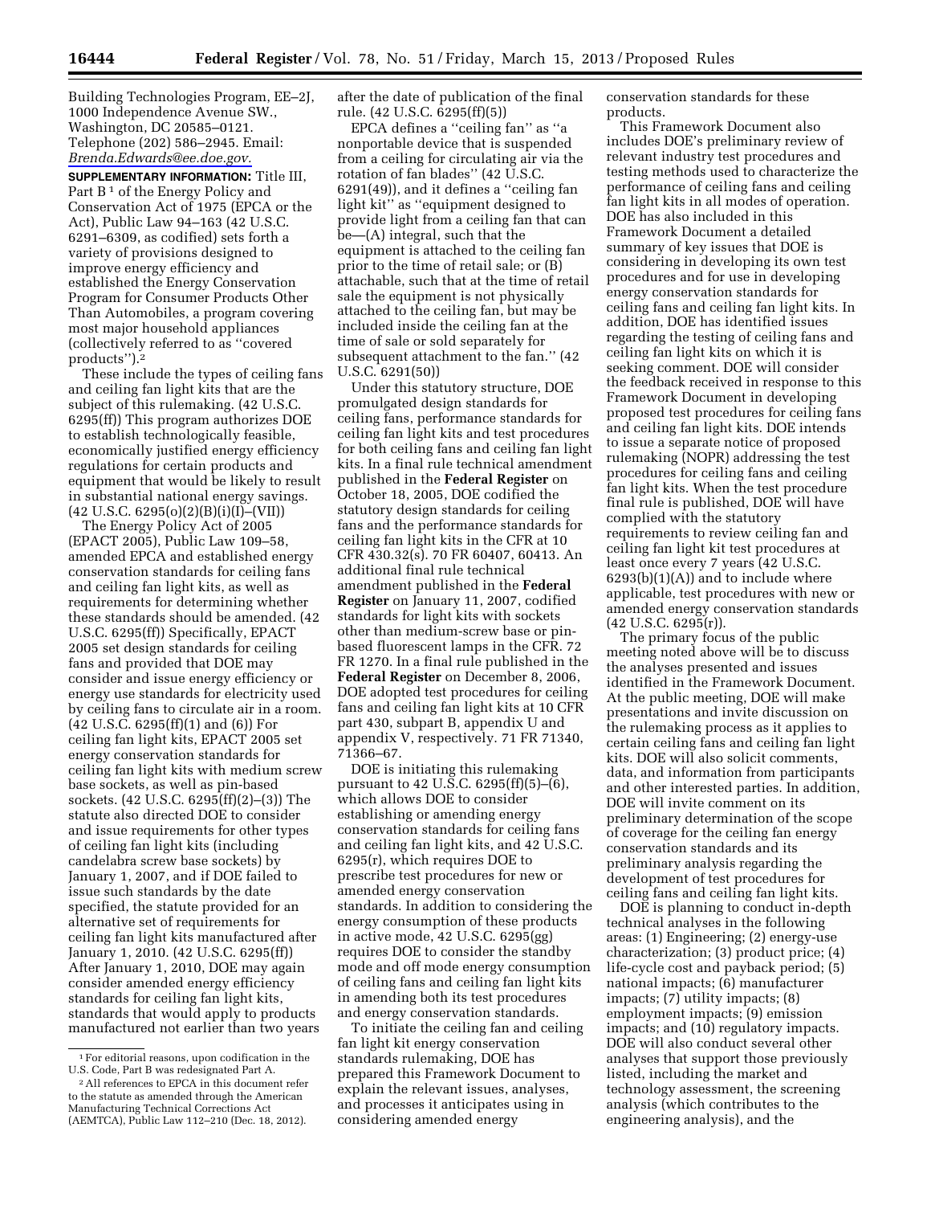Building Technologies Program, EE–2J, 1000 Independence Avenue SW., Washington, DC 20585–0121. Telephone (202) 586–2945. Email: *Brenda.Edwards@ee.doe.gov.*

**SUPPLEMENTARY INFORMATION:** Title III, Part B [1] of the Energy Policy and Conservation Act of 1975 (EPCA or the Act), Public Law 94–163 (42 U.S.C. 6291–6309, as codified) sets forth a variety of provisions designed to improve energy efficiency and established the Energy Conservation Program for Consumer Products Other Than Automobiles, a program covering most major household appliances (collectively referred to as "covered products").[2]

These include the types of ceiling fans and ceiling fan light kits that are the subject of this rulemaking. (42 U.S.C. 6295(ff)) This program authorizes DOE to establish technologically feasible, economically justified energy efficiency regulations for certain products and equipment that would be likely to result in substantial national energy savings. (42 U.S.C. 6295(o)(2)(B)(i)(I)–(VII))

The Energy Policy Act of 2005 (EPACT 2005), Public Law 109–58, amended EPCA and established energy conservation standards for ceiling fans and ceiling fan light kits, as well as requirements for determining whether these standards should be amended. (42 U.S.C. 6295(ff)) Specifically, EPACT 2005 set design standards for ceiling fans and provided that DOE may consider and issue energy efficiency or energy use standards for electricity used by ceiling fans to circulate air in a room. (42 U.S.C. 6295(ff)(1) and (6)) For ceiling fan light kits, EPACT 2005 set energy conservation standards for ceiling fan light kits with medium screw base sockets, as well as pin-based sockets. (42 U.S.C. 6295(ff)(2)–(3)) The statute also directed DOE to consider and issue requirements for other types of ceiling fan light kits (including candelabra screw base sockets) by January 1, 2007, and if DOE failed to issue such standards by the date specified, the statute provided for an alternative set of requirements for ceiling fan light kits manufactured after January 1, 2010. (42 U.S.C. 6295(ff)) After January 1, 2010, DOE may again consider amended energy efficiency standards for ceiling fan light kits, standards that would apply to products manufactured not earlier than two years after the date of publication of the final rule. (42 U.S.C. 6295(ff)(5))

EPCA defines a "ceiling fan" as "a nonportable device that is suspended from a ceiling for circulating air via the rotation of fan blades" (42 U.S.C. 6291(49)), and it defines a "ceiling fan light kit" as "equipment designed to provide light from a ceiling fan that can be—(A) integral, such that the equipment is attached to the ceiling fan prior to the time of retail sale; or (B) attachable, such that at the time of retail sale the equipment is not physically attached to the ceiling fan, but may be included inside the ceiling fan at the time of sale or sold separately for subsequent attachment to the fan." (42 U.S.C. 6291(50))

Under this statutory structure, DOE promulgated design standards for ceiling fans, performance standards for ceiling fan light kits and test procedures for both ceiling fans and ceiling fan light kits. In a final rule technical amendment published in the **Federal Register** on October 18, 2005, DOE codified the statutory design standards for ceiling fans and the performance standards for ceiling fan light kits in the CFR at 10 CFR 430.32(s). 70 FR 60407, 60413. An additional final rule technical amendment published in the **Federal Register** on January 11, 2007, codified standards for light kits with sockets other than medium-screw base or pin-based fluorescent lamps in the CFR. 72 FR 1270. In a final rule published in the **Federal Register** on December 8, 2006, DOE adopted test procedures for ceiling fans and ceiling fan light kits at 10 CFR part 430, subpart B, appendix U and appendix V, respectively. 71 FR 71340, 71366–67.

DOE is initiating this rulemaking pursuant to 42 U.S.C. 6295(ff)(5)–(6), which allows DOE to consider establishing or amending energy conservation standards for ceiling fans and ceiling fan light kits, and 42 U.S.C. 6295(r), which requires DOE to prescribe test procedures for new or amended energy conservation standards. In addition to considering the energy consumption of these products in active mode, 42 U.S.C. 6295(gg) requires DOE to consider the standby mode and off mode energy consumption of ceiling fans and ceiling fan light kits in amending both its test procedures and energy conservation standards.

To initiate the ceiling fan and ceiling fan light kit energy conservation standards rulemaking, DOE has prepared this Framework Document to explain the relevant issues, analyses, and processes it anticipates using in considering amended energy conservation standards for these products.

This Framework Document also includes DOE's preliminary review of relevant industry test procedures and testing methods used to characterize the performance of ceiling fans and ceiling fan light kits in all modes of operation. DOE has also included in this Framework Document a detailed summary of key issues that DOE is considering in developing its own test procedures and for use in developing energy conservation standards for ceiling fans and ceiling fan light kits. In addition, DOE has identified issues regarding the testing of ceiling fans and ceiling fan light kits on which it is seeking comment. DOE will consider the feedback received in response to this Framework Document in developing proposed test procedures for ceiling fans and ceiling fan light kits. DOE intends to issue a separate notice of proposed rulemaking (NOPR) addressing the test procedures for ceiling fans and ceiling fan light kits. When the test procedure final rule is published, DOE will have complied with the statutory requirements to review ceiling fan and ceiling fan light kit test procedures at least once every 7 years (42 U.S.C. 6293(b)(1)(A)) and to include where applicable, test procedures with new or amended energy conservation standards (42 U.S.C. 6295(r)).

The primary focus of the public meeting noted above will be to discuss the analyses presented and issues identified in the Framework Document. At the public meeting, DOE will make presentations and invite discussion on the rulemaking process as it applies to certain ceiling fans and ceiling fan light kits. DOE will also solicit comments, data, and information from participants and other interested parties. In addition, DOE will invite comment on its preliminary determination of the scope of coverage for the ceiling fan energy conservation standards and its preliminary analysis regarding the development of test procedures for ceiling fans and ceiling fan light kits.

DOE is planning to conduct in-depth technical analyses in the following areas: (1) Engineering; (2) energy-use characterization; (3) product price; (4) life-cycle cost and payback period; (5) national impacts; (6) manufacturer impacts; (7) utility impacts; (8) employment impacts; (9) emission impacts; and (10) regulatory impacts. DOE will also conduct several other analyses that support those previously listed, including the market and technology assessment, the screening analysis (which contributes to the engineering analysis), and the

---

[1] For editorial reasons, upon codification in the U.S. Code, Part B was redesignated Part A.

[2] All references to EPCA in this document refer to the statute as amended through the American Manufacturing Technical Corrections Act (AEMTCA), Public Law 112–210 (Dec. 18, 2012).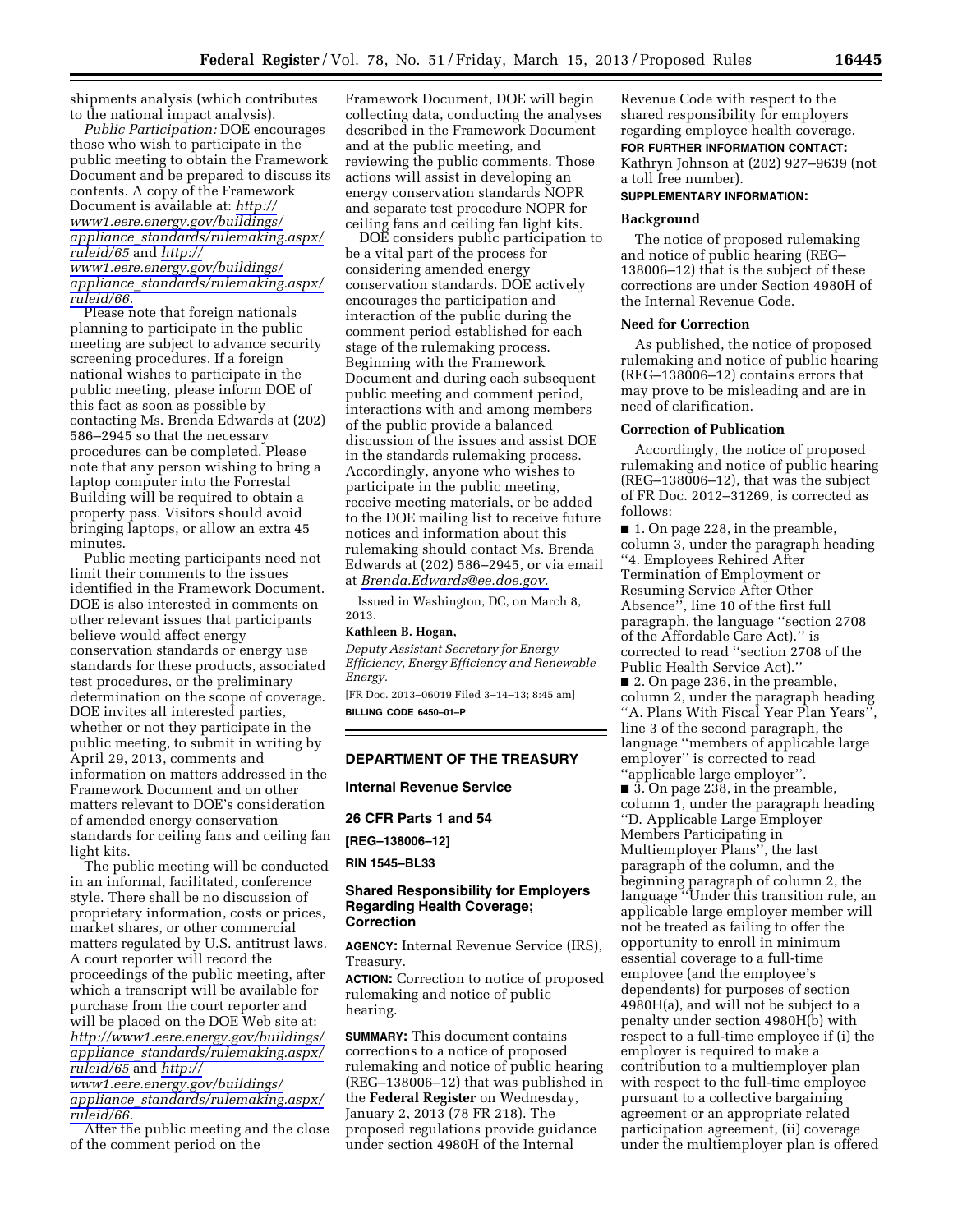shipments analysis (which contributes to the national impact analysis).

*Public Participation:* DOE encourages those who wish to participate in the public meeting to obtain the Framework Document and be prepared to discuss its contents. A copy of the Framework Document is available at: *http://www1.eere.energy.gov/buildings/appliance_standards/rulemaking.aspx/ruleid/65* and *http://www1.eere.energy.gov/buildings/appliance_standards/rulemaking.aspx/ruleid/66.*

Please note that foreign nationals planning to participate in the public meeting are subject to advance security screening procedures. If a foreign national wishes to participate in the public meeting, please inform DOE of this fact as soon as possible by contacting Ms. Brenda Edwards at (202) 586–2945 so that the necessary procedures can be completed. Please note that any person wishing to bring a laptop computer into the Forrestal Building will be required to obtain a property pass. Visitors should avoid bringing laptops, or allow an extra 45 minutes.

Public meeting participants need not limit their comments to the issues identified in the Framework Document. DOE is also interested in comments on other relevant issues that participants believe would affect energy conservation standards or energy use standards for these products, associated test procedures, or the preliminary determination on the scope of coverage. DOE invites all interested parties, whether or not they participate in the public meeting, to submit in writing by April 29, 2013, comments and information on matters addressed in the Framework Document and on other matters relevant to DOE's consideration of amended energy conservation standards for ceiling fans and ceiling fan light kits.

The public meeting will be conducted in an informal, facilitated, conference style. There shall be no discussion of proprietary information, costs or prices, market shares, or other commercial matters regulated by U.S. antitrust laws. A court reporter will record the proceedings of the public meeting, after which a transcript will be available for purchase from the court reporter and will be placed on the DOE Web site at: *http://www1.eere.energy.gov/buildings/appliance_standards/rulemaking.aspx/ruleid/65* and *http://www1.eere.energy.gov/buildings/appliance_standards/rulemaking.aspx/ruleid/66.*

After the public meeting and the close of the comment period on the Framework Document, DOE will begin collecting data, conducting the analyses described in the Framework Document and at the public meeting, and reviewing the public comments. Those actions will assist in developing an energy conservation standards NOPR and separate test procedure NOPR for ceiling fans and ceiling fan light kits.

DOE considers public participation to be a vital part of the process for considering amended energy conservation standards. DOE actively encourages the participation and interaction of the public during the comment period established for each stage of the rulemaking process. Beginning with the Framework Document and during each subsequent public meeting and comment period, interactions with and among members of the public provide a balanced discussion of the issues and assist DOE in the standards rulemaking process. Accordingly, anyone who wishes to participate in the public meeting, receive meeting materials, or be added to the DOE mailing list to receive future notices and information about this rulemaking should contact Ms. Brenda Edwards at (202) 586–2945, or via email at *Brenda.Edwards@ee.doe.gov.*

Issued in Washington, DC, on March 8, 2013.

**Kathleen B. Hogan,**

*Deputy Assistant Secretary for Energy Efficiency, Energy Efficiency and Renewable Energy.*

[FR Doc. 2013–06019 Filed 3–14–13; 8:45 am]

**BILLING CODE 6450–01–P**

## DEPARTMENT OF THE TREASURY

### Internal Revenue Service

### 26 CFR Parts 1 and 54

**[REG–138006–12]**

**RIN 1545–BL33**

### Shared Responsibility for Employers Regarding Health Coverage; Correction

**AGENCY:** Internal Revenue Service (IRS), Treasury.

**ACTION:** Correction to notice of proposed rulemaking and notice of public hearing.

**SUMMARY:** This document contains corrections to a notice of proposed rulemaking and notice of public hearing (REG–138006–12) that was published in the **Federal Register** on Wednesday, January 2, 2013 (78 FR 218). The proposed regulations provide guidance under section 4980H of the Internal Revenue Code with respect to the shared responsibility for employers regarding employee health coverage.

**FOR FURTHER INFORMATION CONTACT:** Kathryn Johnson at (202) 927–9639 (not a toll free number).

**SUPPLEMENTARY INFORMATION:**

#### Background

The notice of proposed rulemaking and notice of public hearing (REG–138006–12) that is the subject of these corrections are under Section 4980H of the Internal Revenue Code.

#### Need for Correction

As published, the notice of proposed rulemaking and notice of public hearing (REG–138006–12) contains errors that may prove to be misleading and are in need of clarification.

#### Correction of Publication

Accordingly, the notice of proposed rulemaking and notice of public hearing (REG–138006–12), that was the subject of FR Doc. 2012–31269, is corrected as follows:

■ 1. On page 228, in the preamble, column 3, under the paragraph heading "4. Employees Rehired After Termination of Employment or Resuming Service After Other Absence", line 10 of the first full paragraph, the language "section 2708 of the Affordable Care Act)." is corrected to read "section 2708 of the Public Health Service Act)."

■ 2. On page 236, in the preamble, column 2, under the paragraph heading "A. Plans With Fiscal Year Plan Years", line 3 of the second paragraph, the language "members of applicable large employer" is corrected to read "applicable large employer".

■ 3. On page 238, in the preamble, column 1, under the paragraph heading "D. Applicable Large Employer Members Participating in Multiemployer Plans", the last paragraph of the column, and the beginning paragraph of column 2, the language "Under this transition rule, an applicable large employer member will not be treated as failing to offer the opportunity to enroll in minimum essential coverage to a full-time employee (and the employee's dependents) for purposes of section 4980H(a), and will not be subject to a penalty under section 4980H(b) with respect to a full-time employee if (i) the employer is required to make a contribution to a multiemployer plan with respect to the full-time employee pursuant to a collective bargaining agreement or an appropriate related participation agreement, (ii) coverage under the multiemployer plan is offered